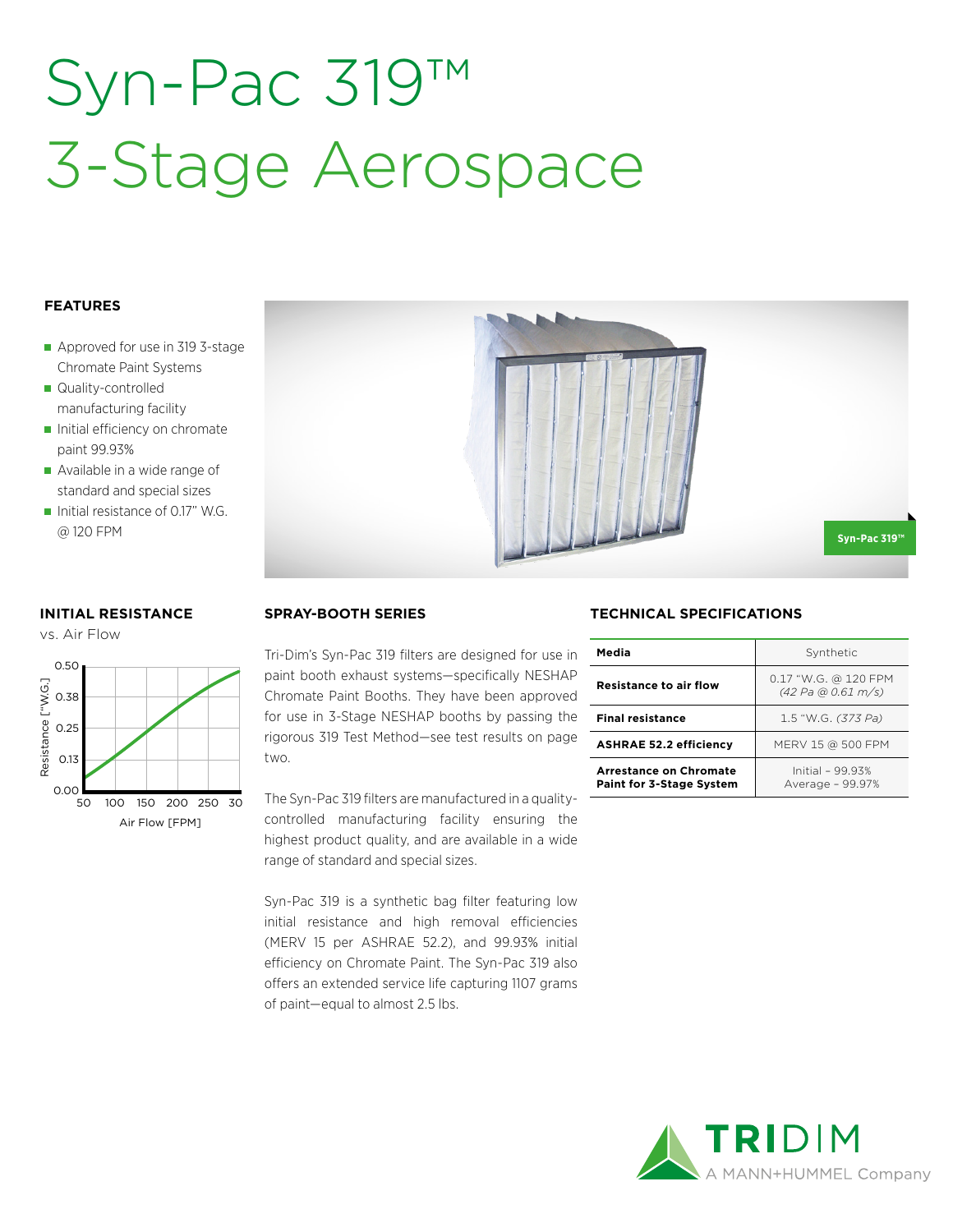# Syn-Pac 319™ 3-Stage Aerospace

## FEATURES

- Approved for use in 319 3-stage Chromate Paint Systems
- Quality-controlled manufacturing facility
- Initial efficiency on chromate paint 99.93%
- Available in a wide range of standard and special sizes
- Initial resistance of 0.17" W.G. @ 120 FPM

Syn-Pac 319™

## INITIAL RESISTANCE

vs. Air Flow

Resistance ["W.G.]: 0.00, 0.13, 0.25, 0.38, 0.50

Air Flow [FPM]: 50, 100, 150, 200, 250, 30

## SPRAY-BOOTH SERIES

Tri-Dim's Syn-Pac 319 filters are designed for use in paint booth exhaust systems—specifically NESHAP Chromate Paint Booths. They have been approved for use in 3-Stage NESHAP booths by passing the rigorous 319 Test Method—see test results on page two.

The Syn-Pac 319 filters are manufactured in a quality-controlled manufacturing facility ensuring the highest product quality, and are available in a wide range of standard and special sizes.

Syn-Pac 319 is a synthetic bag filter featuring low initial resistance and high removal efficiencies (MERV 15 per ASHRAE 52.2), and 99.93% initial efficiency on Chromate Paint. The Syn-Pac 319 also offers an extended service life capturing 1107 grams of paint—equal to almost 2.5 lbs.

## TECHNICAL SPECIFICATIONS

| | |
|---|---|
| **Media** | Synthetic |
| **Resistance to air flow** | 0.17 "W.G. @ 120 FPM *(42 Pa @ 0.61 m/s)* |
| **Final resistance** | 1.5 "W.G. *(373 Pa)* |
| **ASHRAE 52.2 efficiency** | MERV 15 @ 500 FPM |
| **Arrestance on Chromate Paint for 3-Stage System** | Initial – 99.93%<br>Average – 99.97% |

TRIDIM
A MANN+HUMMEL Company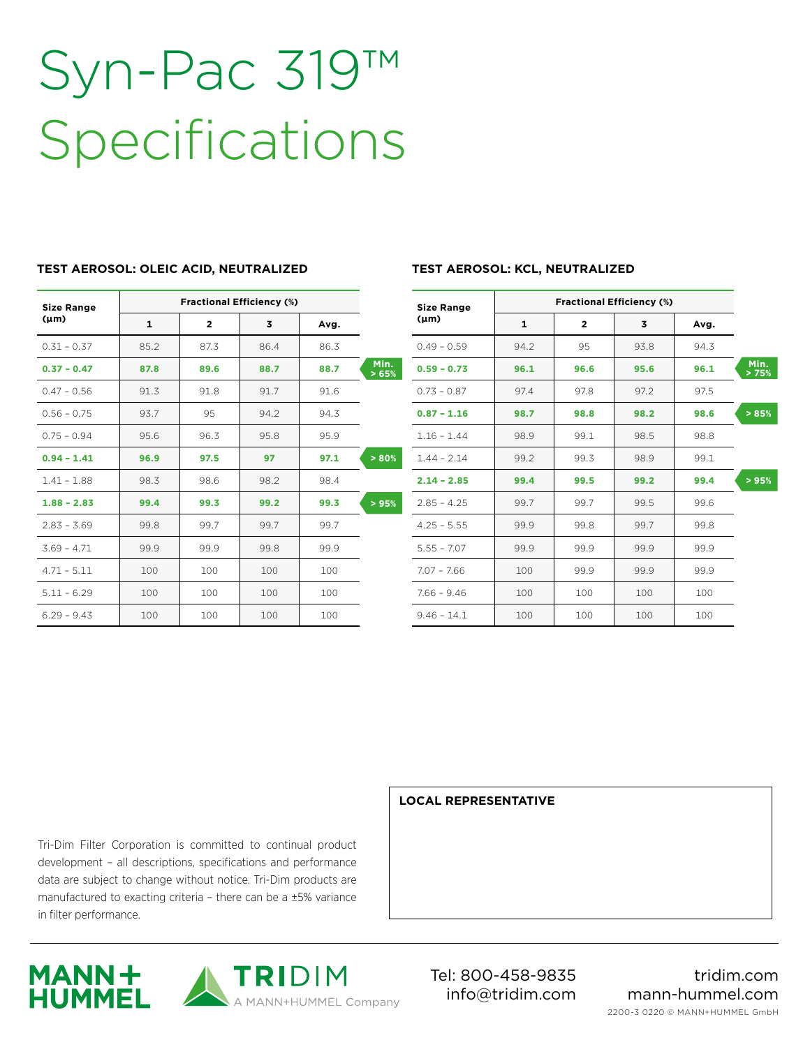# Syn-Pac 319™ Specifications

**TEST AEROSOL: OLEIC ACID, NEUTRALIZED**

| Size Range (µm) | Fractional Efficiency (%) | | | | |
|---|---|---|---|---|---|
| | 1 | 2 | 3 | Avg. | |
| 0.31 – 0.37 | 85.2 | 87.3 | 86.4 | 86.3 | |
| **0.37 – 0.47** | **87.8** | **89.6** | **88.7** | **88.7** | Min. > 65% |
| 0.47 – 0.56 | 91.3 | 91.8 | 91.7 | 91.6 | |
| 0.56 – 0.75 | 93.7 | 95 | 94.2 | 94.3 | |
| 0.75 – 0.94 | 95.6 | 96.3 | 95.8 | 95.9 | |
| **0.94 – 1.41** | **96.9** | **97.5** | **97** | **97.1** | > 80% |
| 1.41 – 1.88 | 98.3 | 98.6 | 98.2 | 98.4 | |
| **1.88 – 2.83** | **99.4** | **99.3** | **99.2** | **99.3** | > 95% |
| 2.83 – 3.69 | 99.8 | 99.7 | 99.7 | 99.7 | |
| 3.69 – 4.71 | 99.9 | 99.9 | 99.8 | 99.9 | |
| 4.71 – 5.11 | 100 | 100 | 100 | 100 | |
| 5.11 – 6.29 | 100 | 100 | 100 | 100 | |
| 6.29 – 9.43 | 100 | 100 | 100 | 100 | |

**TEST AEROSOL: KCL, NEUTRALIZED**

| Size Range (µm) | Fractional Efficiency (%) | | | | |
|---|---|---|---|---|---|
| | 1 | 2 | 3 | Avg. | |
| 0.49 – 0.59 | 94.2 | 95 | 93.8 | 94.3 | |
| **0.59 – 0.73** | **96.1** | **96.6** | **95.6** | **96.1** | Min. > 75% |
| 0.73 – 0.87 | 97.4 | 97.8 | 97.2 | 97.5 | |
| **0.87 – 1.16** | **98.7** | **98.8** | **98.2** | **98.6** | > 85% |
| 1.16 – 1.44 | 98.9 | 99.1 | 98.5 | 98.8 | |
| 1.44 – 2.14 | 99.2 | 99.3 | 98.9 | 99.1 | |
| **2.14 – 2.85** | **99.4** | **99.5** | **99.2** | **99.4** | > 95% |
| 2.85 – 4.25 | 99.7 | 99.7 | 99.5 | 99.6 | |
| 4.25 – 5.55 | 99.9 | 99.8 | 99.7 | 99.8 | |
| 5.55 – 7.07 | 99.9 | 99.9 | 99.9 | 99.9 | |
| 7.07 – 7.66 | 100 | 99.9 | 99.9 | 99.9 | |
| 7.66 – 9.46 | 100 | 100 | 100 | 100 | |
| 9.46 – 14.1 | 100 | 100 | 100 | 100 | |

Tri-Dim Filter Corporation is committed to continual product development – all descriptions, specifications and performance data are subject to change without notice. Tri-Dim products are manufactured to exacting criteria – there can be a ±5% variance in filter performance.

**LOCAL REPRESENTATIVE**

MANN+HUMMEL

TRIDIM A MANN+HUMMEL Company

Tel: 800-458-9835
info@tridim.com

tridim.com
mann-hummel.com

2200-3 0220 © MANN+HUMMEL GmbH